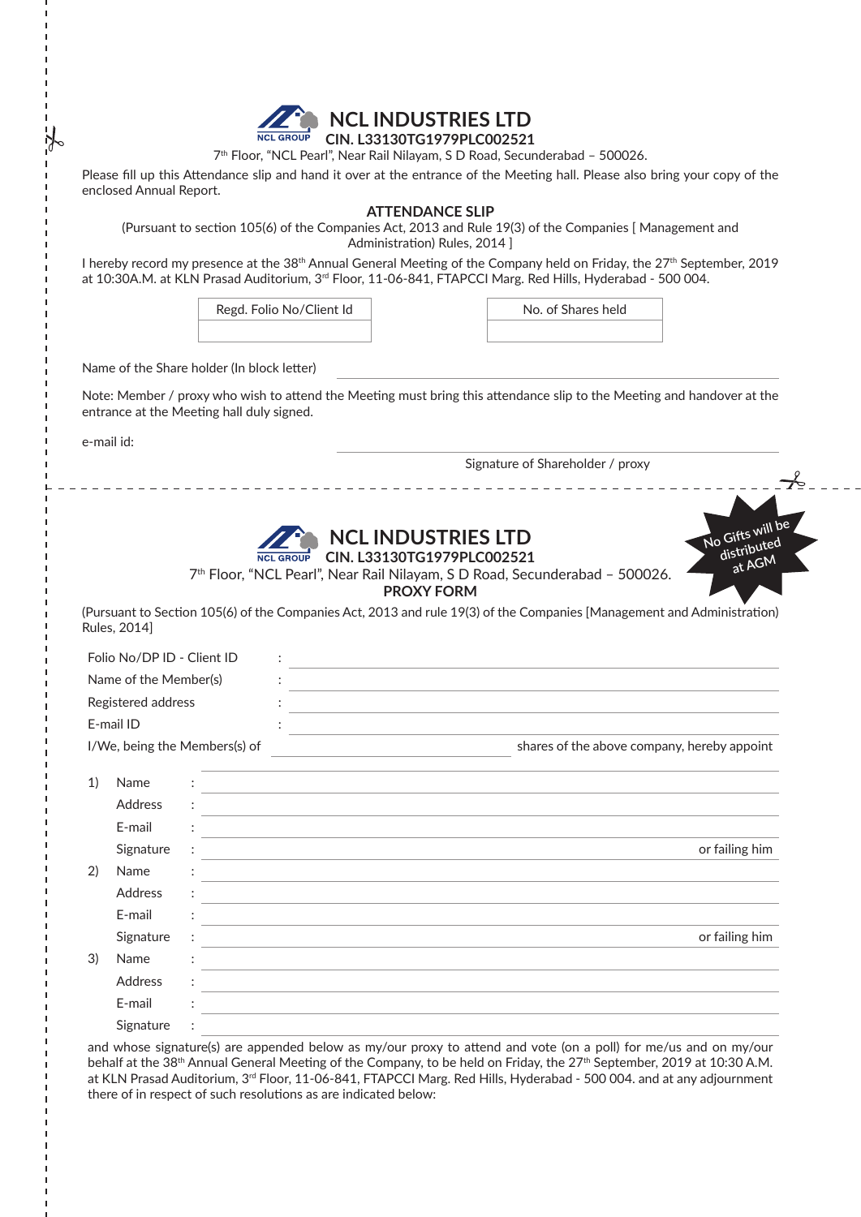# NCL INDUSTRIES LTD

**CIN. L33130TG1979PLC002521**

7th Floor, "NCL Pearl", Near Rail Nilayam, S D Road, Secunderabad – 500026.

Please fill up this Attendance slip and hand it over at the entrance of the Meeting hall. Please also bring your copy of the enclosed Annual Report.

## ATTENDANCE SLIP

(Pursuant to section 105(6) of the Companies Act, 2013 and Rule 19(3) of the Companies [ Management and Administration) Rules, 2014 ]

I hereby record my presence at the 38th Annual General Meeting of the Company held on Friday, the 27th September, 2019 at 10:30A.M. at KLN Prasad Auditorium, 3rd Floor, 11-06-841, FTAPCCI Marg. Red Hills, Hyderabad - 500 004.

| Regd. Folio No/Client Id |
| --- |
| |

| No. of Shares held |
| --- |
| |

Name of the Share holder (In block letter) ____________________

Note: Member / proxy who wish to attend the Meeting must bring this attendance slip to the Meeting and handover at the entrance at the Meeting hall duly signed.

e-mail id: ____________________

Signature of Shareholder / proxy

---

No Gifts will be distributed at AGM

# NCL INDUSTRIES LTD

**CIN. L33130TG1979PLC002521**

7th Floor, "NCL Pearl", Near Rail Nilayam, S D Road, Secunderabad – 500026.

## PROXY FORM

(Pursuant to Section 105(6) of the Companies Act, 2013 and rule 19(3) of the Companies [Management and Administration) Rules, 2014]

Folio No/DP ID - Client ID : ____________________

Name of the Member(s) : ____________________

Registered address : ____________________

E-mail ID : ____________________

I/We, being the Members(s) of ____________________ shares of the above company, hereby appoint

1) Name : ____________________
   Address : ____________________
   E-mail : ____________________
   Signature : ____________________ or failing him

2) Name : ____________________
   Address : ____________________
   E-mail : ____________________
   Signature : ____________________ or failing him

3) Name : ____________________
   Address : ____________________
   E-mail : ____________________
   Signature : ____________________

and whose signature(s) are appended below as my/our proxy to attend and vote (on a poll) for me/us and on my/our behalf at the 38th Annual General Meeting of the Company, to be held on Friday, the 27th September, 2019 at 10:30 A.M. at KLN Prasad Auditorium, 3rd Floor, 11-06-841, FTAPCCI Marg. Red Hills, Hyderabad - 500 004. and at any adjournment there of in respect of such resolutions as are indicated below: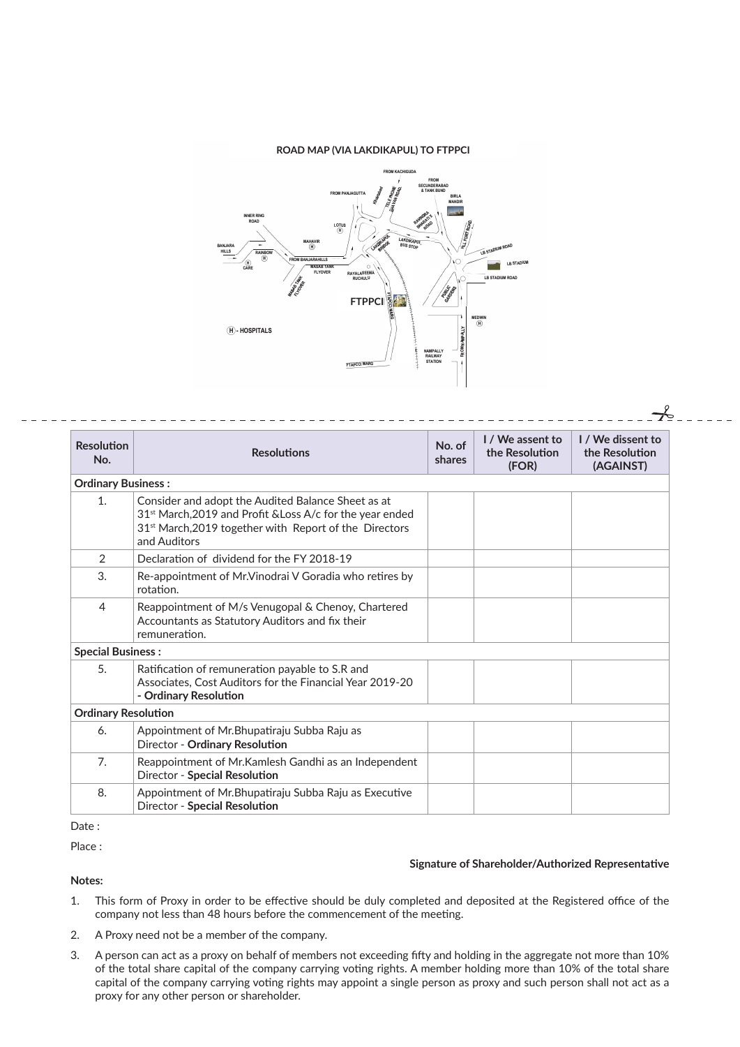**ROAD MAP (VIA LAKDIKAPUL) TO FTPPCI**

FROM KACHIGUDA
FROM SECUNDERABAD & TANK BUND
FROM PANJAGUTTA
BIRLA MANDIR
INNER RING ROAD
LOTUS
MAHAVIR
BANJARA HILLS
RAINBOW
CARE
FROM BANJARAHILLS
MASAB TANK FLYOVER
LAKDIKAPUL BRIDGE
LAKDIKAPUL BUS STOP
LB STADIUM ROAD
LB STADIUM
RAYALASEEMA RUCHULU
FTPPCI
PUBLIC GARDENS
MEDWIN
NAMPALLY RAILWAY STATION
FROM NAMPALLY
FTAPCCI MARG
H - HOSPITALS

| Resolution No. | Resolutions | No. of shares | I / We assent to the Resolution (FOR) | I / We dissent to the Resolution (AGAINST) |
|---|---|---|---|---|
| **Ordinary Business :** | | | | |
| 1. | Consider and adopt the Audited Balance Sheet as at 31st March,2019 and Profit &Loss A/c for the year ended 31st March,2019 together with Report of the Directors and Auditors | | | |
| 2 | Declaration of dividend for the FY 2018-19 | | | |
| 3. | Re-appointment of Mr.Vinodrai V Goradia who retires by rotation. | | | |
| 4 | Reappointment of M/s Venugopal & Chenoy, Chartered Accountants as Statutory Auditors and fix their remuneration. | | | |
| **Special Business :** | | | | |
| 5. | Ratification of remuneration payable to S.R and Associates, Cost Auditors for the Financial Year 2019-20 **- Ordinary Resolution** | | | |
| **Ordinary Resolution** | | | | |
| 6. | Appointment of Mr.Bhupatiraju Subba Raju as Director - **Ordinary Resolution** | | | |
| 7. | Reappointment of Mr.Kamlesh Gandhi as an Independent Director - **Special Resolution** | | | |
| 8. | Appointment of Mr.Bhupatiraju Subba Raju as Executive Director - **Special Resolution** | | | |

Date :

Place :

**Signature of Shareholder/Authorized Representative**

**Notes:**

1. This form of Proxy in order to be effective should be duly completed and deposited at the Registered office of the company not less than 48 hours before the commencement of the meeting.
2. A Proxy need not be a member of the company.
3. A person can act as a proxy on behalf of members not exceeding fifty and holding in the aggregate not more than 10% of the total share capital of the company carrying voting rights. A member holding more than 10% of the total share capital of the company carrying voting rights may appoint a single person as proxy and such person shall not act as a proxy for any other person or shareholder.